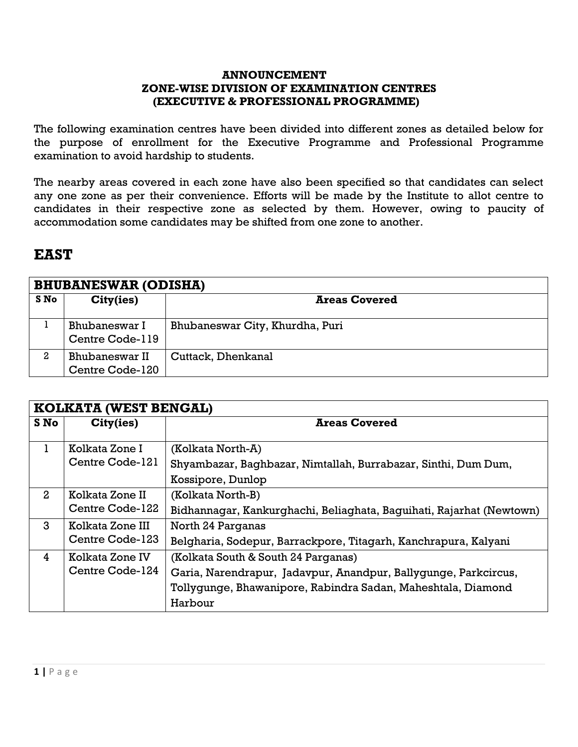**ANNOUNCEMENT**
**ZONE-WISE DIVISION OF EXAMINATION CENTRES**
**(EXECUTIVE & PROFESSIONAL PROGRAMME)**

The following examination centres have been divided into different zones as detailed below for the purpose of enrollment for the Executive Programme and Professional Programme examination to avoid hardship to students.

The nearby areas covered in each zone have also been specified so that candidates can select any one zone as per their convenience. Efforts will be made by the Institute to allot centre to candidates in their respective zone as selected by them. However, owing to paucity of accommodation some candidates may be shifted from one zone to another.

# EAST

**BHUBANESWAR (ODISHA)**

| S No | City(ies) | Areas Covered |
|---|---|---|
| 1 | Bhubaneswar I Centre Code-119 | Bhubaneswar City, Khurdha, Puri |
| 2 | Bhubaneswar II Centre Code-120 | Cuttack, Dhenkanal |

**KOLKATA (WEST BENGAL)**

| S No | City(ies) | Areas Covered |
|---|---|---|
| 1 | Kolkata Zone I Centre Code-121 | (Kolkata North-A) Shyambazar, Baghbazar, Nimtallah, Burrabazar, Sinthi, Dum Dum, Kossipore, Dunlop |
| 2 | Kolkata Zone II Centre Code-122 | (Kolkata North-B) Bidhannagar, Kankurghachi, Beliaghata, Baguihati, Rajarhat (Newtown) |
| 3 | Kolkata Zone III Centre Code-123 | North 24 Parganas Belgharia, Sodepur, Barrackpore, Titagarh, Kanchrapura, Kalyani |
| 4 | Kolkata Zone IV Centre Code-124 | (Kolkata South & South 24 Parganas) Garia, Narendrapur, Jadavpur, Anandpur, Ballygunge, Parkcircus, Tollygunge, Bhawanipore, Rabindra Sadan, Maheshtala, Diamond Harbour |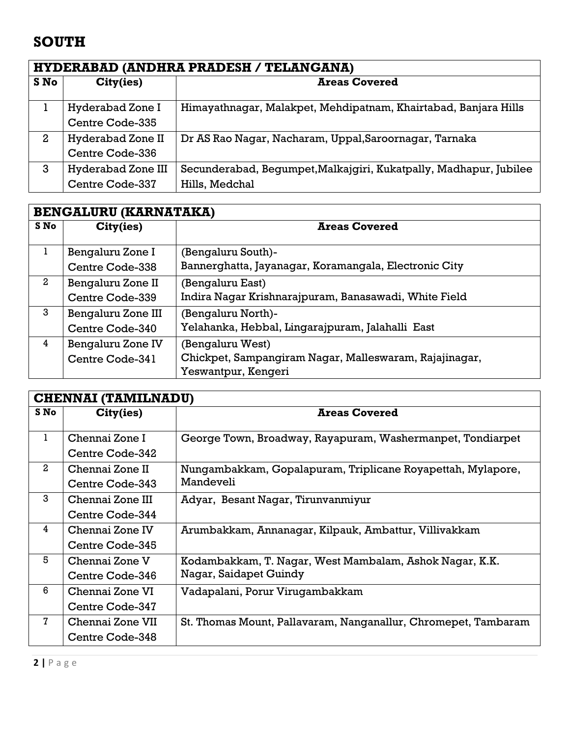# SOUTH

| HYDERABAD (ANDHRA PRADESH / TELANGANA) | | |
|---|---|---|
| **S No** | **City(ies)** | **Areas Covered** |
| 1 | Hyderabad Zone I Centre Code-335 | Himayathnagar, Malakpet, Mehdipatnam, Khairtabad, Banjara Hills |
| 2 | Hyderabad Zone II Centre Code-336 | Dr AS Rao Nagar, Nacharam, Uppal,Saroornagar, Tarnaka |
| 3 | Hyderabad Zone III Centre Code-337 | Secunderabad, Begumpet,Malkajgiri, Kukatpally, Madhapur, Jubilee Hills, Medchal |

| BENGALURU (KARNATAKA) | | |
|---|---|---|
| **S No** | **City(ies)** | **Areas Covered** |
| 1 | Bengaluru Zone I Centre Code-338 | (Bengaluru South)- Bannerghatta, Jayanagar, Koramangala, Electronic City |
| 2 | Bengaluru Zone II Centre Code-339 | (Bengaluru East) Indira Nagar Krishnarajpuram, Banasawadi, White Field |
| 3 | Bengaluru Zone III Centre Code-340 | (Bengaluru North)- Yelahanka, Hebbal, Lingarajpuram, Jalahalli East |
| 4 | Bengaluru Zone IV Centre Code-341 | (Bengaluru West) Chickpet, Sampangiram Nagar, Malleswaram, Rajajinagar, Yeswantpur, Kengeri |

| CHENNAI (TAMILNADU) | | |
|---|---|---|
| **S No** | **City(ies)** | **Areas Covered** |
| 1 | Chennai Zone I Centre Code-342 | George Town, Broadway, Rayapuram, Washermanpet, Tondiarpet |
| 2 | Chennai Zone II Centre Code-343 | Nungambakkam, Gopalapuram, Triplicane Royapettah, Mylapore, Mandeveli |
| 3 | Chennai Zone III Centre Code-344 | Adyar, Besant Nagar, Tirunvanmiyur |
| 4 | Chennai Zone IV Centre Code-345 | Arumbakkam, Annanagar, Kilpauk, Ambattur, Villivakkam |
| 5 | Chennai Zone V Centre Code-346 | Kodambakkam, T. Nagar, West Mambalam, Ashok Nagar, K.K. Nagar, Saidapet Guindy |
| 6 | Chennai Zone VI Centre Code-347 | Vadapalani, Porur Virugambakkam |
| 7 | Chennai Zone VII Centre Code-348 | St. Thomas Mount, Pallavaram, Nanganallur, Chromepet, Tambaram |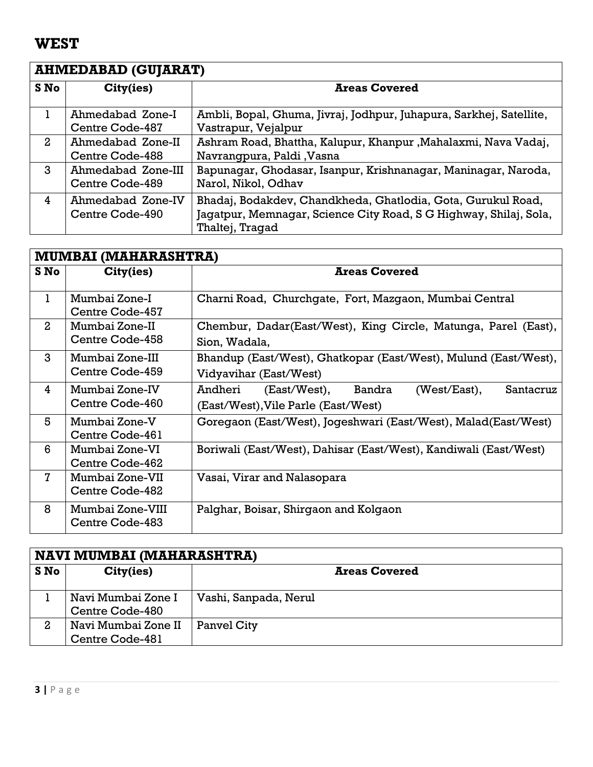# WEST

| AHMEDABAD (GUJARAT) | | |
|---|---|---|
| S No | City(ies) | Areas Covered |
| 1 | Ahmedabad Zone-I Centre Code-487 | Ambli, Bopal, Ghuma, Jivraj, Jodhpur, Juhapura, Sarkhej, Satellite, Vastrapur, Vejalpur |
| 2 | Ahmedabad Zone-II Centre Code-488 | Ashram Road, Bhattha, Kalupur, Khanpur ,Mahalaxmi, Nava Vadaj, Navrangpura, Paldi ,Vasna |
| 3 | Ahmedabad Zone-III Centre Code-489 | Bapunagar, Ghodasar, Isanpur, Krishnanagar, Maninagar, Naroda, Narol, Nikol, Odhav |
| 4 | Ahmedabad Zone-IV Centre Code-490 | Bhadaj, Bodakdev, Chandkheda, Ghatlodia, Gota, Gurukul Road, Jagatpur, Memnagar, Science City Road, S G Highway, Shilaj, Sola, Thaltej, Tragad |

| MUMBAI (MAHARASHTRA) | | |
|---|---|---|
| S No | City(ies) | Areas Covered |
| 1 | Mumbai Zone-I Centre Code-457 | Charni Road, Churchgate, Fort, Mazgaon, Mumbai Central |
| 2 | Mumbai Zone-II Centre Code-458 | Chembur, Dadar(East/West), King Circle, Matunga, Parel (East), Sion, Wadala, |
| 3 | Mumbai Zone-III Centre Code-459 | Bhandup (East/West), Ghatkopar (East/West), Mulund (East/West), Vidyavihar (East/West) |
| 4 | Mumbai Zone-IV Centre Code-460 | Andheri (East/West), Bandra (West/East), Santacruz (East/West),Vile Parle (East/West) |
| 5 | Mumbai Zone-V Centre Code-461 | Goregaon (East/West), Jogeshwari (East/West), Malad(East/West) |
| 6 | Mumbai Zone-VI Centre Code-462 | Boriwali (East/West), Dahisar (East/West), Kandiwali (East/West) |
| 7 | Mumbai Zone-VII Centre Code-482 | Vasai, Virar and Nalasopara |
| 8 | Mumbai Zone-VIII Centre Code-483 | Palghar, Boisar, Shirgaon and Kolgaon |

| NAVI MUMBAI (MAHARASHTRA) | | |
|---|---|---|
| S No | City(ies) | Areas Covered |
| 1 | Navi Mumbai Zone I Centre Code-480 | Vashi, Sanpada, Nerul |
| 2 | Navi Mumbai Zone II Centre Code-481 | Panvel City |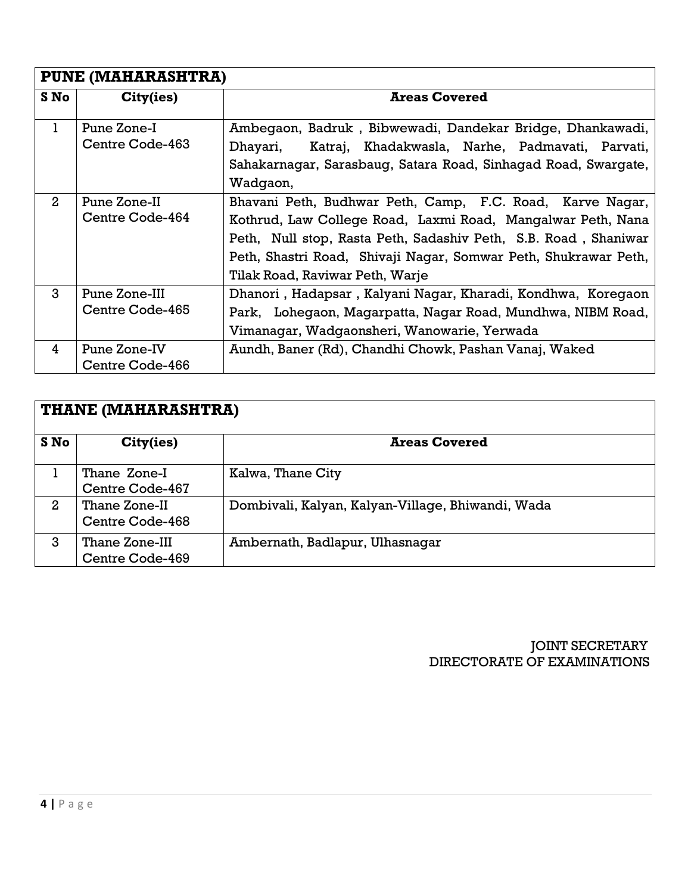| PUNE (MAHARASHTRA) | | |
|---|---|---|
| **S No** | **City(ies)** | **Areas Covered** |
| 1 | Pune Zone-I Centre Code-463 | Ambegaon, Badruk , Bibwewadi, Dandekar Bridge, Dhankawadi, Dhayari, Katraj, Khadakwasla, Narhe, Padmavati, Parvati, Sahakarnagar, Sarasbaug, Satara Road, Sinhagad Road, Swargate, Wadgaon, |
| 2 | Pune Zone-II Centre Code-464 | Bhavani Peth, Budhwar Peth, Camp, F.C. Road, Karve Nagar, Kothrud, Law College Road, Laxmi Road, Mangalwar Peth, Nana Peth, Null stop, Rasta Peth, Sadashiv Peth, S.B. Road , Shaniwar Peth, Shastri Road, Shivaji Nagar, Somwar Peth, Shukrawar Peth, Tilak Road, Raviwar Peth, Warje |
| 3 | Pune Zone-III Centre Code-465 | Dhanori , Hadapsar , Kalyani Nagar, Kharadi, Kondhwa, Koregaon Park, Lohegaon, Magarpatta, Nagar Road, Mundhwa, NIBM Road, Vimanagar, Wadgaonsheri, Wanowarie, Yerwada |
| 4 | Pune Zone-IV Centre Code-466 | Aundh, Baner (Rd), Chandhi Chowk, Pashan Vanaj, Waked |

| THANE (MAHARASHTRA) | | |
|---|---|---|
| **S No** | **City(ies)** | **Areas Covered** |
| 1 | Thane Zone-I Centre Code-467 | Kalwa, Thane City |
| 2 | Thane Zone-II Centre Code-468 | Dombivali, Kalyan, Kalyan-Village, Bhiwandi, Wada |
| 3 | Thane Zone-III Centre Code-469 | Ambernath, Badlapur, Ulhasnagar |

JOINT SECRETARY
DIRECTORATE OF EXAMINATIONS